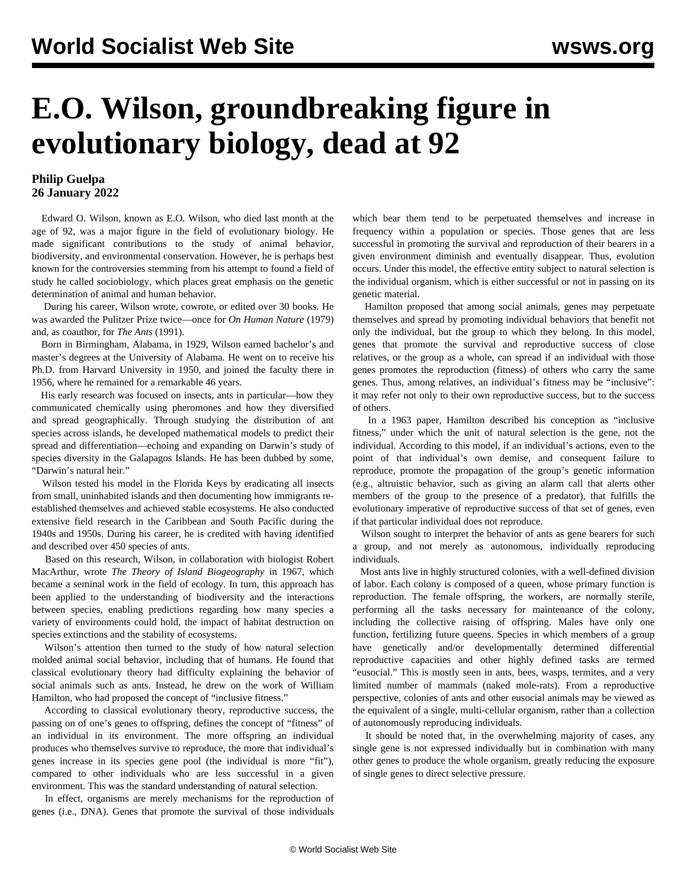# E.O. Wilson, groundbreaking figure in evolutionary biology, dead at 92

**Philip Guelpa**
**26 January 2022**

Edward O. Wilson, known as E.O. Wilson, who died last month at the age of 92, was a major figure in the field of evolutionary biology. He made significant contributions to the study of animal behavior, biodiversity, and environmental conservation. However, he is perhaps best known for the controversies stemming from his attempt to found a field of study he called sociobiology, which places great emphasis on the genetic determination of animal and human behavior.

During his career, Wilson wrote, cowrote, or edited over 30 books. He was awarded the Pulitzer Prize twice—once for *On Human Nature* (1979) and, as coauthor, for *The Ants* (1991).

Born in Birmingham, Alabama, in 1929, Wilson earned bachelor's and master's degrees at the University of Alabama. He went on to receive his Ph.D. from Harvard University in 1950, and joined the faculty there in 1956, where he remained for a remarkable 46 years.

His early research was focused on insects, ants in particular—how they communicated chemically using pheromones and how they diversified and spread geographically. Through studying the distribution of ant species across islands, he developed mathematical models to predict their spread and differentiation—echoing and expanding on Darwin's study of species diversity in the Galapagos Islands. He has been dubbed by some, "Darwin's natural heir."

Wilson tested his model in the Florida Keys by eradicating all insects from small, uninhabited islands and then documenting how immigrants re-established themselves and achieved stable ecosystems. He also conducted extensive field research in the Caribbean and South Pacific during the 1940s and 1950s. During his career, he is credited with having identified and described over 450 species of ants.

Based on this research, Wilson, in collaboration with biologist Robert MacArthur, wrote *The Theory of Island Biogeography* in 1967, which became a seminal work in the field of ecology. In turn, this approach has been applied to the understanding of biodiversity and the interactions between species, enabling predictions regarding how many species a variety of environments could hold, the impact of habitat destruction on species extinctions and the stability of ecosystems.

Wilson's attention then turned to the study of how natural selection molded animal social behavior, including that of humans. He found that classical evolutionary theory had difficulty explaining the behavior of social animals such as ants. Instead, he drew on the work of William Hamilton, who had proposed the concept of "inclusive fitness."

According to classical evolutionary theory, reproductive success, the passing on of one's genes to offspring, defines the concept of "fitness" of an individual in its environment. The more offspring an individual produces who themselves survive to reproduce, the more that individual's genes increase in its species gene pool (the individual is more "fit"), compared to other individuals who are less successful in a given environment. This was the standard understanding of natural selection.

In effect, organisms are merely mechanisms for the reproduction of genes (i.e., DNA). Genes that promote the survival of those individuals which bear them tend to be perpetuated themselves and increase in frequency within a population or species. Those genes that are less successful in promoting the survival and reproduction of their bearers in a given environment diminish and eventually disappear. Thus, evolution occurs. Under this model, the effective entity subject to natural selection is the individual organism, which is either successful or not in passing on its genetic material.

Hamilton proposed that among social animals, genes may perpetuate themselves and spread by promoting individual behaviors that benefit not only the individual, but the group to which they belong. In this model, genes that promote the survival and reproductive success of close relatives, or the group as a whole, can spread if an individual with those genes promotes the reproduction (fitness) of others who carry the same genes. Thus, among relatives, an individual's fitness may be "inclusive": it may refer not only to their own reproductive success, but to the success of others.

In a 1963 paper, Hamilton described his conception as "inclusive fitness," under which the unit of natural selection is the gene, not the individual. According to this model, if an individual's actions, even to the point of that individual's own demise, and consequent failure to reproduce, promote the propagation of the group's genetic information (e.g., altruistic behavior, such as giving an alarm call that alerts other members of the group to the presence of a predator), that fulfills the evolutionary imperative of reproductive success of that set of genes, even if that particular individual does not reproduce.

Wilson sought to interpret the behavior of ants as gene bearers for such a group, and not merely as autonomous, individually reproducing individuals.

Most ants live in highly structured colonies, with a well-defined division of labor. Each colony is composed of a queen, whose primary function is reproduction. The female offspring, the workers, are normally sterile, performing all the tasks necessary for maintenance of the colony, including the collective raising of offspring. Males have only one function, fertilizing future queens. Species in which members of a group have genetically and/or developmentally determined differential reproductive capacities and other highly defined tasks are termed "eusocial." This is mostly seen in ants, bees, wasps, termites, and a very limited number of mammals (naked mole-rats). From a reproductive perspective, colonies of ants and other eusocial animals may be viewed as the equivalent of a single, multi-cellular organism, rather than a collection of autonomously reproducing individuals.

It should be noted that, in the overwhelming majority of cases, any single gene is not expressed individually but in combination with many other genes to produce the whole organism, greatly reducing the exposure of single genes to direct selective pressure.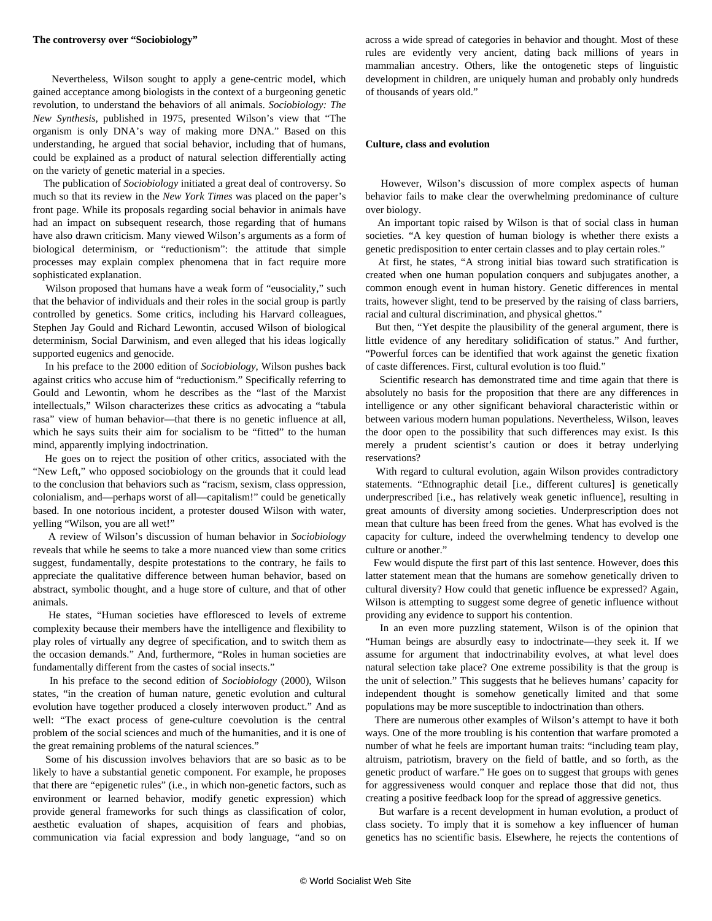### The controversy over "Sociobiology"

Nevertheless, Wilson sought to apply a gene-centric model, which gained acceptance among biologists in the context of a burgeoning genetic revolution, to understand the behaviors of all animals. *Sociobiology: The New Synthesis*, published in 1975, presented Wilson's view that "The organism is only DNA's way of making more DNA." Based on this understanding, he argued that social behavior, including that of humans, could be explained as a product of natural selection differentially acting on the variety of genetic material in a species.

The publication of *Sociobiology* initiated a great deal of controversy. So much so that its review in the *New York Times* was placed on the paper's front page. While its proposals regarding social behavior in animals have had an impact on subsequent research, those regarding that of humans have also drawn criticism. Many viewed Wilson's arguments as a form of biological determinism, or "reductionism": the attitude that simple processes may explain complex phenomena that in fact require more sophisticated explanation.

Wilson proposed that humans have a weak form of "eusociality," such that the behavior of individuals and their roles in the social group is partly controlled by genetics. Some critics, including his Harvard colleagues, Stephen Jay Gould and Richard Lewontin, accused Wilson of biological determinism, Social Darwinism, and even alleged that his ideas logically supported eugenics and genocide.

In his preface to the 2000 edition of *Sociobiology*, Wilson pushes back against critics who accuse him of "reductionism." Specifically referring to Gould and Lewontin, whom he describes as the "last of the Marxist intellectuals," Wilson characterizes these critics as advocating a "tabula rasa" view of human behavior—that there is no genetic influence at all, which he says suits their aim for socialism to be "fitted" to the human mind, apparently implying indoctrination.

He goes on to reject the position of other critics, associated with the "New Left," who opposed sociobiology on the grounds that it could lead to the conclusion that behaviors such as "racism, sexism, class oppression, colonialism, and—perhaps worst of all—capitalism!" could be genetically based. In one notorious incident, a protester doused Wilson with water, yelling "Wilson, you are all wet!"

A review of Wilson's discussion of human behavior in *Sociobiology* reveals that while he seems to take a more nuanced view than some critics suggest, fundamentally, despite protestations to the contrary, he fails to appreciate the qualitative difference between human behavior, based on abstract, symbolic thought, and a huge store of culture, and that of other animals.

He states, "Human societies have effloresced to levels of extreme complexity because their members have the intelligence and flexibility to play roles of virtually any degree of specification, and to switch them as the occasion demands." And, furthermore, "Roles in human societies are fundamentally different from the castes of social insects."

In his preface to the second edition of *Sociobiology* (2000), Wilson states, "in the creation of human nature, genetic evolution and cultural evolution have together produced a closely interwoven product." And as well: "The exact process of gene-culture coevolution is the central problem of the social sciences and much of the humanities, and it is one of the great remaining problems of the natural sciences."

Some of his discussion involves behaviors that are so basic as to be likely to have a substantial genetic component. For example, he proposes that there are "epigenetic rules" (i.e., in which non-genetic factors, such as environment or learned behavior, modify genetic expression) which provide general frameworks for such things as classification of color, aesthetic evaluation of shapes, acquisition of fears and phobias, communication via facial expression and body language, "and so on across a wide spread of categories in behavior and thought. Most of these rules are evidently very ancient, dating back millions of years in mammalian ancestry. Others, like the ontogenetic steps of linguistic development in children, are uniquely human and probably only hundreds of thousands of years old."

### Culture, class and evolution

However, Wilson's discussion of more complex aspects of human behavior fails to make clear the overwhelming predominance of culture over biology.

An important topic raised by Wilson is that of social class in human societies. "A key question of human biology is whether there exists a genetic predisposition to enter certain classes and to play certain roles."

At first, he states, "A strong initial bias toward such stratification is created when one human population conquers and subjugates another, a common enough event in human history. Genetic differences in mental traits, however slight, tend to be preserved by the raising of class barriers, racial and cultural discrimination, and physical ghettos."

But then, "Yet despite the plausibility of the general argument, there is little evidence of any hereditary solidification of status." And further, "Powerful forces can be identified that work against the genetic fixation of caste differences. First, cultural evolution is too fluid."

Scientific research has demonstrated time and time again that there is absolutely no basis for the proposition that there are any differences in intelligence or any other significant behavioral characteristic within or between various modern human populations. Nevertheless, Wilson, leaves the door open to the possibility that such differences may exist. Is this merely a prudent scientist's caution or does it betray underlying reservations?

With regard to cultural evolution, again Wilson provides contradictory statements. "Ethnographic detail [i.e., different cultures] is genetically underprescribed [i.e., has relatively weak genetic influence], resulting in great amounts of diversity among societies. Underprescription does not mean that culture has been freed from the genes. What has evolved is the capacity for culture, indeed the overwhelming tendency to develop one culture or another."

Few would dispute the first part of this last sentence. However, does this latter statement mean that the humans are somehow genetically driven to cultural diversity? How could that genetic influence be expressed? Again, Wilson is attempting to suggest some degree of genetic influence without providing any evidence to support his contention.

In an even more puzzling statement, Wilson is of the opinion that "Human beings are absurdly easy to indoctrinate—they seek it. If we assume for argument that indoctrinability evolves, at what level does natural selection take place? One extreme possibility is that the group is the unit of selection." This suggests that he believes humans' capacity for independent thought is somehow genetically limited and that some populations may be more susceptible to indoctrination than others.

There are numerous other examples of Wilson's attempt to have it both ways. One of the more troubling is his contention that warfare promoted a number of what he feels are important human traits: "including team play, altruism, patriotism, bravery on the field of battle, and so forth, as the genetic product of warfare." He goes on to suggest that groups with genes for aggressiveness would conquer and replace those that did not, thus creating a positive feedback loop for the spread of aggressive genetics.

But warfare is a recent development in human evolution, a product of class society. To imply that it is somehow a key influencer of human genetics has no scientific basis. Elsewhere, he rejects the contentions of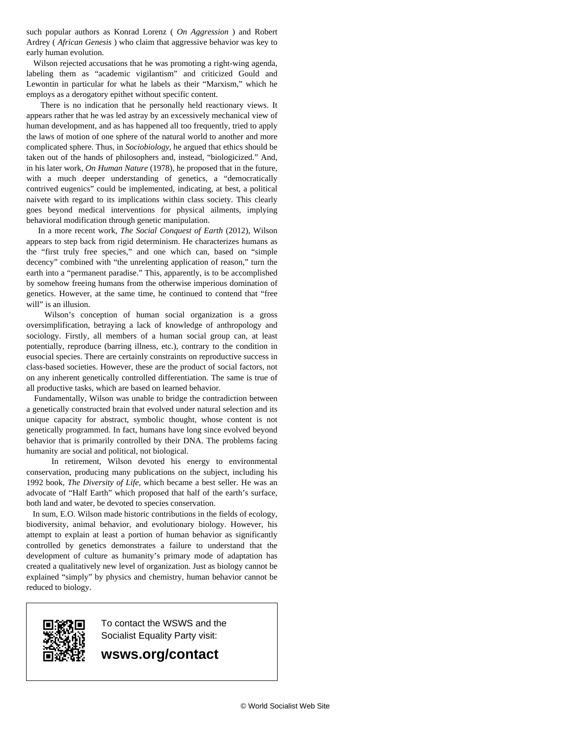such popular authors as Konrad Lorenz ( *On Aggression* ) and Robert Ardrey ( *African Genesis* ) who claim that aggressive behavior was key to early human evolution.

Wilson rejected accusations that he was promoting a right-wing agenda, labeling them as "academic vigilantism" and criticized Gould and Lewontin in particular for what he labels as their "Marxism," which he employs as a derogatory epithet without specific content.

There is no indication that he personally held reactionary views. It appears rather that he was led astray by an excessively mechanical view of human development, and as has happened all too frequently, tried to apply the laws of motion of one sphere of the natural world to another and more complicated sphere. Thus, in *Sociobiology*, he argued that ethics should be taken out of the hands of philosophers and, instead, "biologicized." And, in his later work, *On Human Nature* (1978), he proposed that in the future, with a much deeper understanding of genetics, a "democratically contrived eugenics" could be implemented, indicating, at best, a political naivete with regard to its implications within class society. This clearly goes beyond medical interventions for physical ailments, implying behavioral modification through genetic manipulation.

In a more recent work, *The Social Conquest of Earth* (2012), Wilson appears to step back from rigid determinism. He characterizes humans as the "first truly free species," and one which can, based on "simple decency" combined with "the unrelenting application of reason," turn the earth into a "permanent paradise." This, apparently, is to be accomplished by somehow freeing humans from the otherwise imperious domination of genetics. However, at the same time, he continued to contend that "free will" is an illusion.

Wilson's conception of human social organization is a gross oversimplification, betraying a lack of knowledge of anthropology and sociology. Firstly, all members of a human social group can, at least potentially, reproduce (barring illness, etc.), contrary to the condition in eusocial species. There are certainly constraints on reproductive success in class-based societies. However, these are the product of social factors, not on any inherent genetically controlled differentiation. The same is true of all productive tasks, which are based on learned behavior.

Fundamentally, Wilson was unable to bridge the contradiction between a genetically constructed brain that evolved under natural selection and its unique capacity for abstract, symbolic thought, whose content is not genetically programmed. In fact, humans have long since evolved beyond behavior that is primarily controlled by their DNA. The problems facing humanity are social and political, not biological.

In retirement, Wilson devoted his energy to environmental conservation, producing many publications on the subject, including his 1992 book, *The Diversity of Life*, which became a best seller. He was an advocate of "Half Earth" which proposed that half of the earth's surface, both land and water, be devoted to species conservation.

In sum, E.O. Wilson made historic contributions in the fields of ecology, biodiversity, animal behavior, and evolutionary biology. However, his attempt to explain at least a portion of human behavior as significantly controlled by genetics demonstrates a failure to understand that the development of culture as humanity's primary mode of adaptation has created a qualitatively new level of organization. Just as biology cannot be explained "simply" by physics and chemistry, human behavior cannot be reduced to biology.

To contact the WSWS and the Socialist Equality Party visit:

**wsws.org/contact**